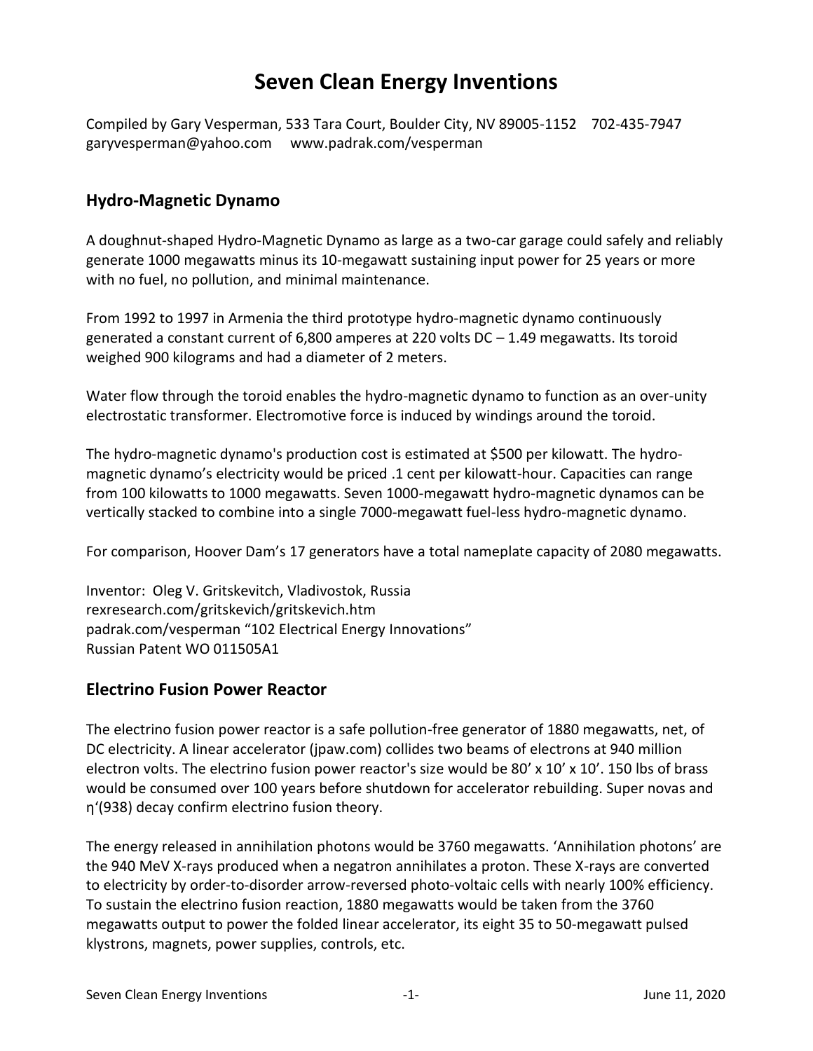# Seven Clean Energy Inventions

Compiled by Gary Vesperman, 533 Tara Court, Boulder City, NV 89005-1152 702-435-7947
garyvesperman@yahoo.com www.padrak.com/vesperman

## Hydro-Magnetic Dynamo

A doughnut-shaped Hydro-Magnetic Dynamo as large as a two-car garage could safely and reliably generate 1000 megawatts minus its 10-megawatt sustaining input power for 25 years or more with no fuel, no pollution, and minimal maintenance.

From 1992 to 1997 in Armenia the third prototype hydro-magnetic dynamo continuously generated a constant current of 6,800 amperes at 220 volts DC – 1.49 megawatts. Its toroid weighed 900 kilograms and had a diameter of 2 meters.

Water flow through the toroid enables the hydro-magnetic dynamo to function as an over-unity electrostatic transformer. Electromotive force is induced by windings around the toroid.

The hydro-magnetic dynamo's production cost is estimated at $500 per kilowatt. The hydro-magnetic dynamo's electricity would be priced .1 cent per kilowatt-hour. Capacities can range from 100 kilowatts to 1000 megawatts. Seven 1000-megawatt hydro-magnetic dynamos can be vertically stacked to combine into a single 7000-megawatt fuel-less hydro-magnetic dynamo.

For comparison, Hoover Dam's 17 generators have a total nameplate capacity of 2080 megawatts.

Inventor: Oleg V. Gritskevitch, Vladivostok, Russia
rexresearch.com/gritskevich/gritskevich.htm
padrak.com/vesperman "102 Electrical Energy Innovations"
Russian Patent WO 011505A1

## Electrino Fusion Power Reactor

The electrino fusion power reactor is a safe pollution-free generator of 1880 megawatts, net, of DC electricity. A linear accelerator (jpaw.com) collides two beams of electrons at 940 million electron volts. The electrino fusion power reactor's size would be 80' x 10' x 10'. 150 lbs of brass would be consumed over 100 years before shutdown for accelerator rebuilding. Super novas and η'(938) decay confirm electrino fusion theory.

The energy released in annihilation photons would be 3760 megawatts. 'Annihilation photons' are the 940 MeV X-rays produced when a negatron annihilates a proton. These X-rays are converted to electricity by order-to-disorder arrow-reversed photo-voltaic cells with nearly 100% efficiency. To sustain the electrino fusion reaction, 1880 megawatts would be taken from the 3760 megawatts output to power the folded linear accelerator, its eight 35 to 50-megawatt pulsed klystrons, magnets, power supplies, controls, etc.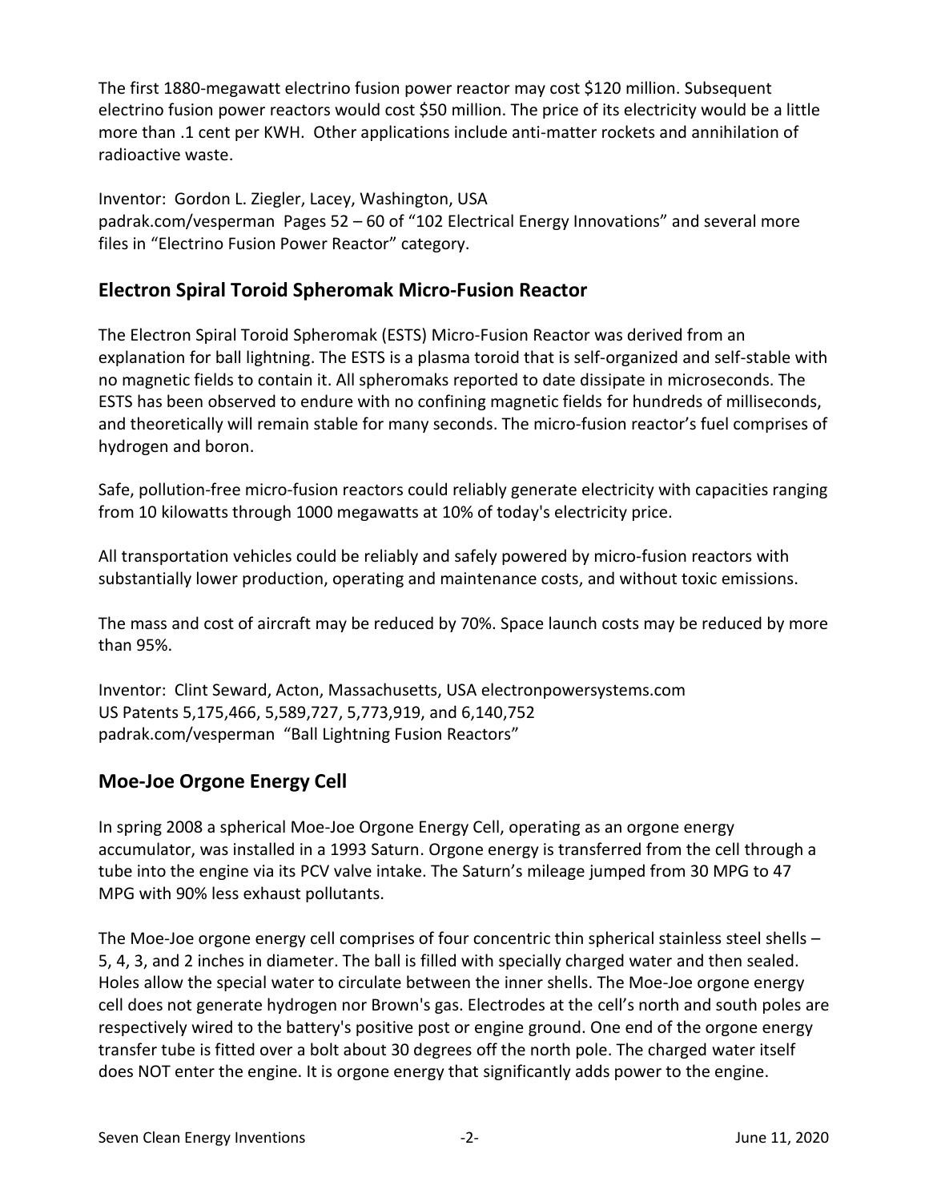The first 1880-megawatt electrino fusion power reactor may cost $120 million. Subsequent electrino fusion power reactors would cost $50 million. The price of its electricity would be a little more than .1 cent per KWH. Other applications include anti-matter rockets and annihilation of radioactive waste.

Inventor: Gordon L. Ziegler, Lacey, Washington, USA
padrak.com/vesperman Pages 52 – 60 of "102 Electrical Energy Innovations" and several more files in "Electrino Fusion Power Reactor" category.

## Electron Spiral Toroid Spheromak Micro-Fusion Reactor

The Electron Spiral Toroid Spheromak (ESTS) Micro-Fusion Reactor was derived from an explanation for ball lightning. The ESTS is a plasma toroid that is self-organized and self-stable with no magnetic fields to contain it. All spheromaks reported to date dissipate in microseconds. The ESTS has been observed to endure with no confining magnetic fields for hundreds of milliseconds, and theoretically will remain stable for many seconds. The micro-fusion reactor's fuel comprises of hydrogen and boron.

Safe, pollution-free micro-fusion reactors could reliably generate electricity with capacities ranging from 10 kilowatts through 1000 megawatts at 10% of today's electricity price.

All transportation vehicles could be reliably and safely powered by micro-fusion reactors with substantially lower production, operating and maintenance costs, and without toxic emissions.

The mass and cost of aircraft may be reduced by 70%. Space launch costs may be reduced by more than 95%.

Inventor: Clint Seward, Acton, Massachusetts, USA electronpowersystems.com
US Patents 5,175,466, 5,589,727, 5,773,919, and 6,140,752
padrak.com/vesperman "Ball Lightning Fusion Reactors"

## Moe-Joe Orgone Energy Cell

In spring 2008 a spherical Moe-Joe Orgone Energy Cell, operating as an orgone energy accumulator, was installed in a 1993 Saturn. Orgone energy is transferred from the cell through a tube into the engine via its PCV valve intake. The Saturn's mileage jumped from 30 MPG to 47 MPG with 90% less exhaust pollutants.

The Moe-Joe orgone energy cell comprises of four concentric thin spherical stainless steel shells – 5, 4, 3, and 2 inches in diameter. The ball is filled with specially charged water and then sealed. Holes allow the special water to circulate between the inner shells. The Moe-Joe orgone energy cell does not generate hydrogen nor Brown's gas. Electrodes at the cell's north and south poles are respectively wired to the battery's positive post or engine ground. One end of the orgone energy transfer tube is fitted over a bolt about 30 degrees off the north pole. The charged water itself does NOT enter the engine. It is orgone energy that significantly adds power to the engine.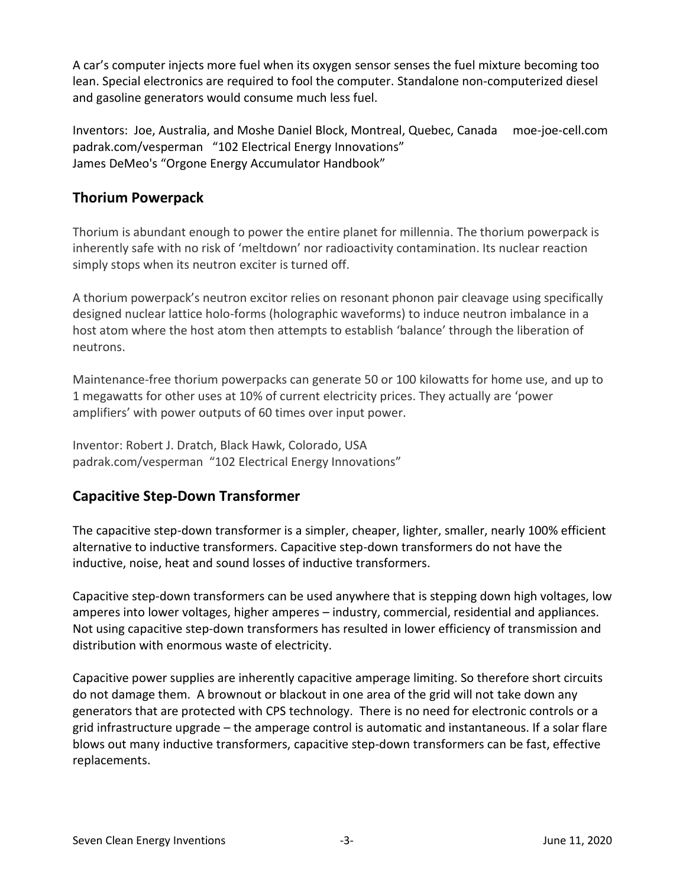A car's computer injects more fuel when its oxygen sensor senses the fuel mixture becoming too lean. Special electronics are required to fool the computer. Standalone non-computerized diesel and gasoline generators would consume much less fuel.

Inventors: Joe, Australia, and Moshe Daniel Block, Montreal, Quebec, Canada moe-joe-cell.com
padrak.com/vesperman "102 Electrical Energy Innovations"
James DeMeo's "Orgone Energy Accumulator Handbook"

## Thorium Powerpack

Thorium is abundant enough to power the entire planet for millennia. The thorium powerpack is inherently safe with no risk of 'meltdown' nor radioactivity contamination. Its nuclear reaction simply stops when its neutron exciter is turned off.

A thorium powerpack's neutron excitor relies on resonant phonon pair cleavage using specifically designed nuclear lattice holo-forms (holographic waveforms) to induce neutron imbalance in a host atom where the host atom then attempts to establish 'balance' through the liberation of neutrons.

Maintenance-free thorium powerpacks can generate 50 or 100 kilowatts for home use, and up to 1 megawatts for other uses at 10% of current electricity prices. They actually are 'power amplifiers' with power outputs of 60 times over input power.

Inventor: Robert J. Dratch, Black Hawk, Colorado, USA
padrak.com/vesperman "102 Electrical Energy Innovations"

## Capacitive Step-Down Transformer

The capacitive step-down transformer is a simpler, cheaper, lighter, smaller, nearly 100% efficient alternative to inductive transformers. Capacitive step-down transformers do not have the inductive, noise, heat and sound losses of inductive transformers.

Capacitive step-down transformers can be used anywhere that is stepping down high voltages, low amperes into lower voltages, higher amperes – industry, commercial, residential and appliances. Not using capacitive step-down transformers has resulted in lower efficiency of transmission and distribution with enormous waste of electricity.

Capacitive power supplies are inherently capacitive amperage limiting. So therefore short circuits do not damage them. A brownout or blackout in one area of the grid will not take down any generators that are protected with CPS technology. There is no need for electronic controls or a grid infrastructure upgrade – the amperage control is automatic and instantaneous. If a solar flare blows out many inductive transformers, capacitive step-down transformers can be fast, effective replacements.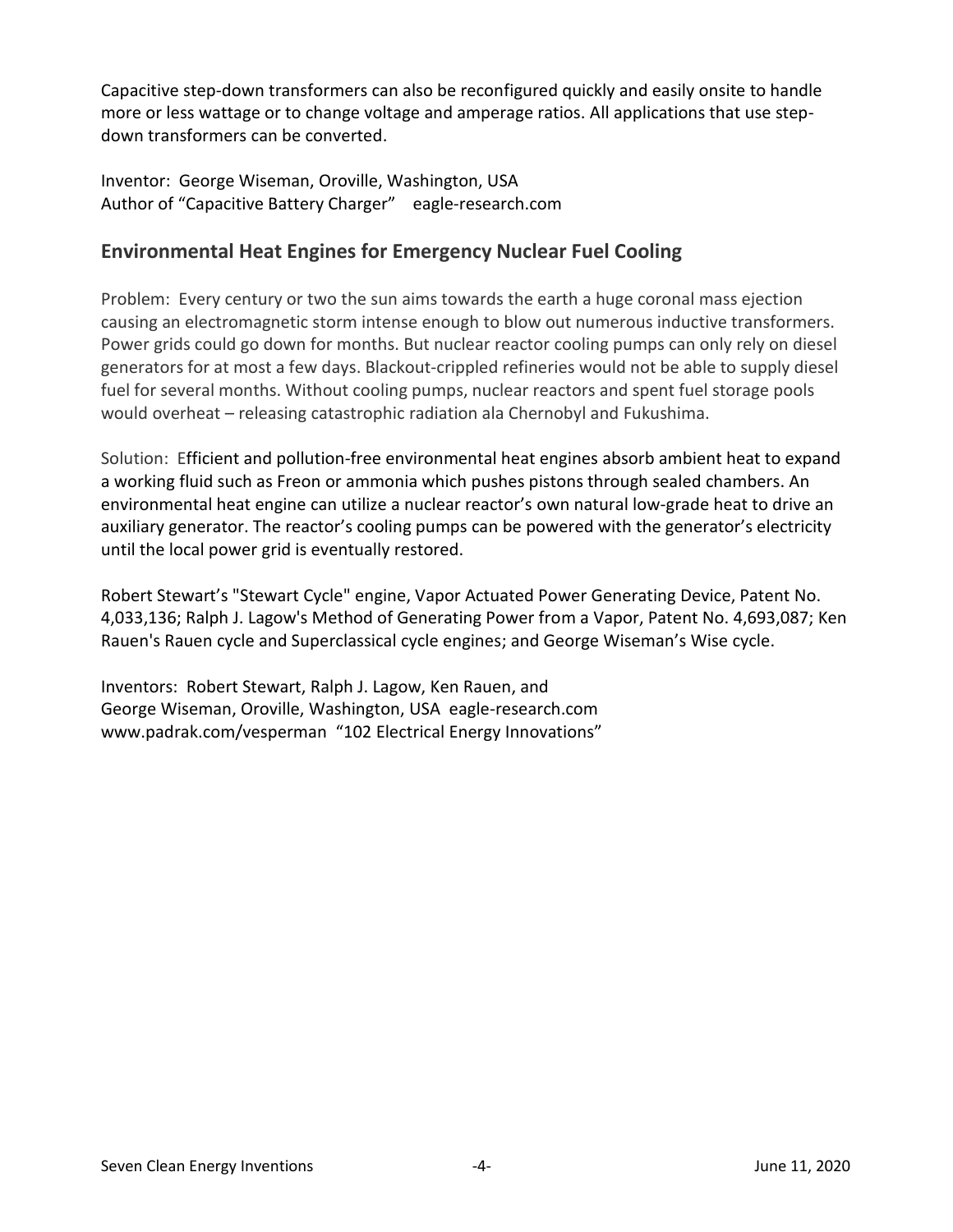Capacitive step-down transformers can also be reconfigured quickly and easily onsite to handle more or less wattage or to change voltage and amperage ratios. All applications that use step-down transformers can be converted.

Inventor: George Wiseman, Oroville, Washington, USA
Author of "Capacitive Battery Charger"  eagle-research.com

## Environmental Heat Engines for Emergency Nuclear Fuel Cooling

Problem: Every century or two the sun aims towards the earth a huge coronal mass ejection causing an electromagnetic storm intense enough to blow out numerous inductive transformers. Power grids could go down for months. But nuclear reactor cooling pumps can only rely on diesel generators for at most a few days. Blackout-crippled refineries would not be able to supply diesel fuel for several months. Without cooling pumps, nuclear reactors and spent fuel storage pools would overheat – releasing catastrophic radiation ala Chernobyl and Fukushima.

Solution: Efficient and pollution-free environmental heat engines absorb ambient heat to expand a working fluid such as Freon or ammonia which pushes pistons through sealed chambers. An environmental heat engine can utilize a nuclear reactor's own natural low-grade heat to drive an auxiliary generator. The reactor's cooling pumps can be powered with the generator's electricity until the local power grid is eventually restored.

Robert Stewart's "Stewart Cycle" engine, Vapor Actuated Power Generating Device, Patent No. 4,033,136; Ralph J. Lagow's Method of Generating Power from a Vapor, Patent No. 4,693,087; Ken Rauen's Rauen cycle and Superclassical cycle engines; and George Wiseman's Wise cycle.

Inventors: Robert Stewart, Ralph J. Lagow, Ken Rauen, and
George Wiseman, Oroville, Washington, USA  eagle-research.com
www.padrak.com/vesperman  "102 Electrical Energy Innovations"